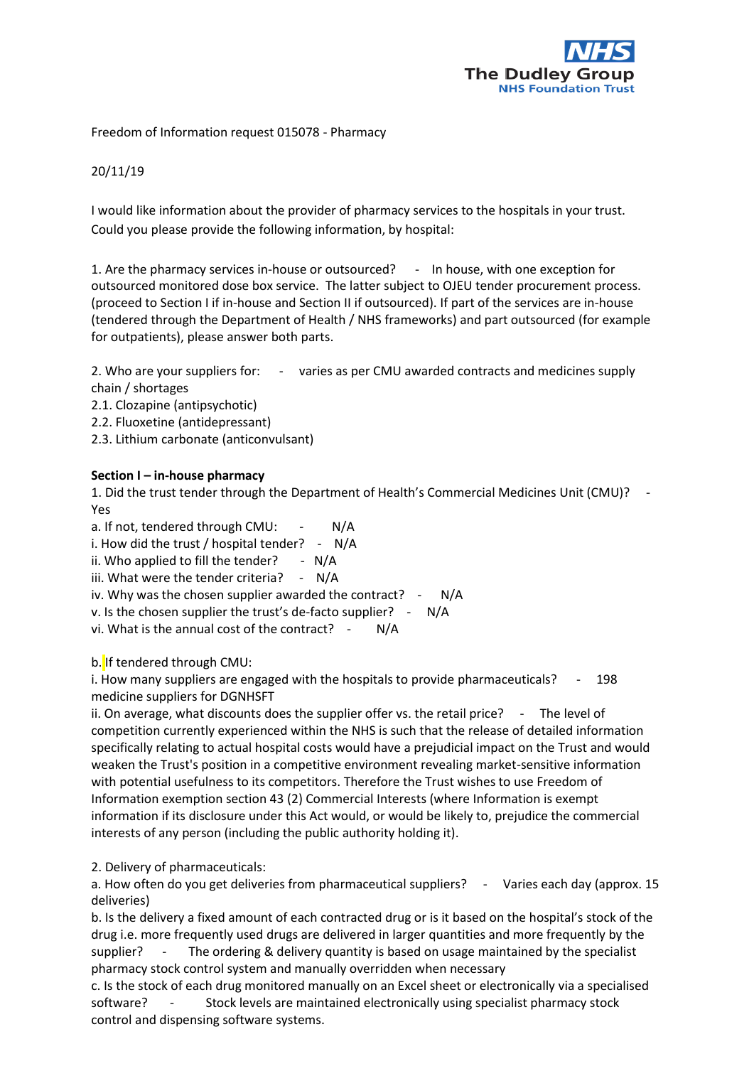The Dudley Group
NHS Foundation Trust

Freedom of Information request 015078 - Pharmacy

20/11/19

I would like information about the provider of pharmacy services to the hospitals in your trust. Could you please provide the following information, by hospital:

1. Are the pharmacy services in-house or outsourced? - In house, with one exception for outsourced monitored dose box service. The latter subject to OJEU tender procurement process. (proceed to Section I if in-house and Section II if outsourced). If part of the services are in-house (tendered through the Department of Health / NHS frameworks) and part outsourced (for example for outpatients), please answer both parts.

2. Who are your suppliers for: - varies as per CMU awarded contracts and medicines supply chain / shortages
2.1. Clozapine (antipsychotic)
2.2. Fluoxetine (antidepressant)
2.3. Lithium carbonate (anticonvulsant)

**Section I – in-house pharmacy**

1. Did the trust tender through the Department of Health's Commercial Medicines Unit (CMU)? - Yes

a. If not, tendered through CMU: - N/A
i. How did the trust / hospital tender? - N/A
ii. Who applied to fill the tender? - N/A
iii. What were the tender criteria? - N/A
iv. Why was the chosen supplier awarded the contract? - N/A
v. Is the chosen supplier the trust's de-facto supplier? - N/A
vi. What is the annual cost of the contract? - N/A

b. If tendered through CMU:
i. How many suppliers are engaged with the hospitals to provide pharmaceuticals? - 198 medicine suppliers for DGNHSFT
ii. On average, what discounts does the supplier offer vs. the retail price? - The level of competition currently experienced within the NHS is such that the release of detailed information specifically relating to actual hospital costs would have a prejudicial impact on the Trust and would weaken the Trust's position in a competitive environment revealing market-sensitive information with potential usefulness to its competitors. Therefore the Trust wishes to use Freedom of Information exemption section 43 (2) Commercial Interests (where Information is exempt information if its disclosure under this Act would, or would be likely to, prejudice the commercial interests of any person (including the public authority holding it).

2. Delivery of pharmaceuticals:
a. How often do you get deliveries from pharmaceutical suppliers? - Varies each day (approx. 15 deliveries)
b. Is the delivery a fixed amount of each contracted drug or is it based on the hospital's stock of the drug i.e. more frequently used drugs are delivered in larger quantities and more frequently by the supplier? - The ordering & delivery quantity is based on usage maintained by the specialist pharmacy stock control system and manually overridden when necessary
c. Is the stock of each drug monitored manually on an Excel sheet or electronically via a specialised software? - Stock levels are maintained electronically using specialist pharmacy stock control and dispensing software systems.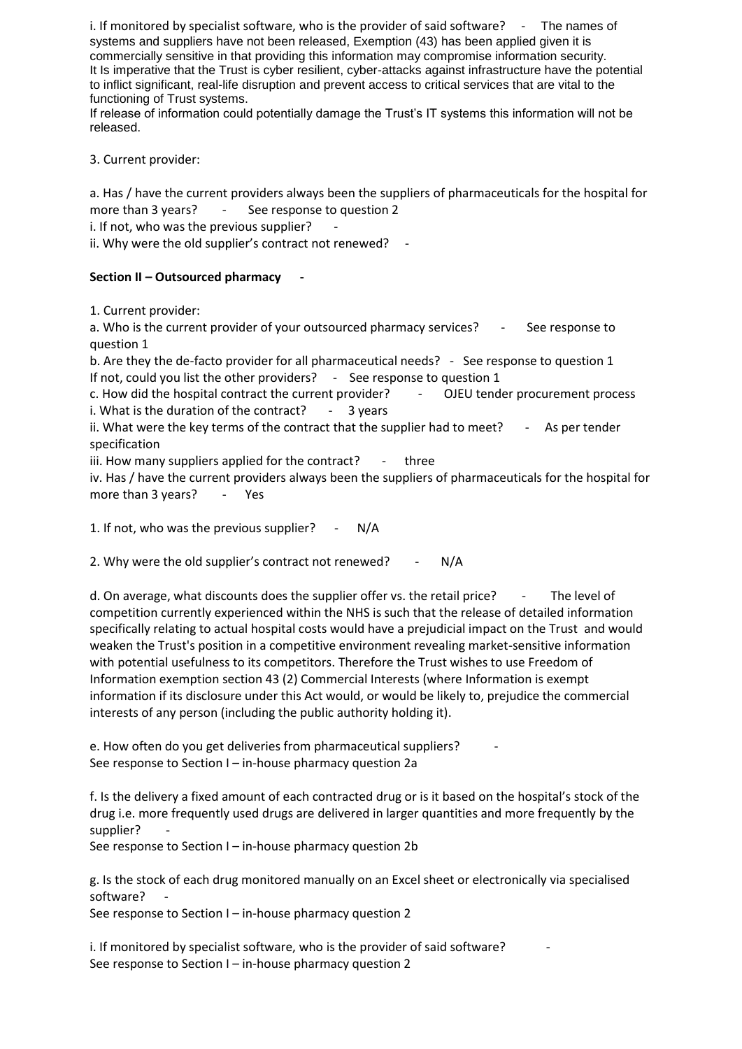i. If monitored by specialist software, who is the provider of said software? - The names of systems and suppliers have not been released, Exemption (43) has been applied given it is commercially sensitive in that providing this information may compromise information security. It Is imperative that the Trust is cyber resilient, cyber-attacks against infrastructure have the potential to inflict significant, real-life disruption and prevent access to critical services that are vital to the functioning of Trust systems.

If release of information could potentially damage the Trust's IT systems this information will not be released.

3. Current provider:

a. Has / have the current providers always been the suppliers of pharmaceuticals for the hospital for more than 3 years? - See response to question 2

i. If not, who was the previous supplier? -

ii. Why were the old supplier's contract not renewed? -

**Section II – Outsourced pharmacy -**

1. Current provider:

a. Who is the current provider of your outsourced pharmacy services? - See response to question 1

b. Are they the de-facto provider for all pharmaceutical needs? - See response to question 1

If not, could you list the other providers? - See response to question 1

c. How did the hospital contract the current provider? - OJEU tender procurement process

i. What is the duration of the contract? - 3 years

ii. What were the key terms of the contract that the supplier had to meet? - As per tender specification

iii. How many suppliers applied for the contract? - three

iv. Has / have the current providers always been the suppliers of pharmaceuticals for the hospital for more than 3 years? - Yes

1. If not, who was the previous supplier? - N/A

2. Why were the old supplier's contract not renewed? - N/A

d. On average, what discounts does the supplier offer vs. the retail price? - The level of competition currently experienced within the NHS is such that the release of detailed information specifically relating to actual hospital costs would have a prejudicial impact on the Trust and would weaken the Trust's position in a competitive environment revealing market-sensitive information with potential usefulness to its competitors. Therefore the Trust wishes to use Freedom of Information exemption section 43 (2) Commercial Interests (where Information is exempt information if its disclosure under this Act would, or would be likely to, prejudice the commercial interests of any person (including the public authority holding it).

e. How often do you get deliveries from pharmaceutical suppliers? -
See response to Section I – in-house pharmacy question 2a

f. Is the delivery a fixed amount of each contracted drug or is it based on the hospital's stock of the drug i.e. more frequently used drugs are delivered in larger quantities and more frequently by the supplier? -
See response to Section I – in-house pharmacy question 2b

g. Is the stock of each drug monitored manually on an Excel sheet or electronically via specialised software? -
See response to Section I – in-house pharmacy question 2

i. If monitored by specialist software, who is the provider of said software? -
See response to Section I – in-house pharmacy question 2